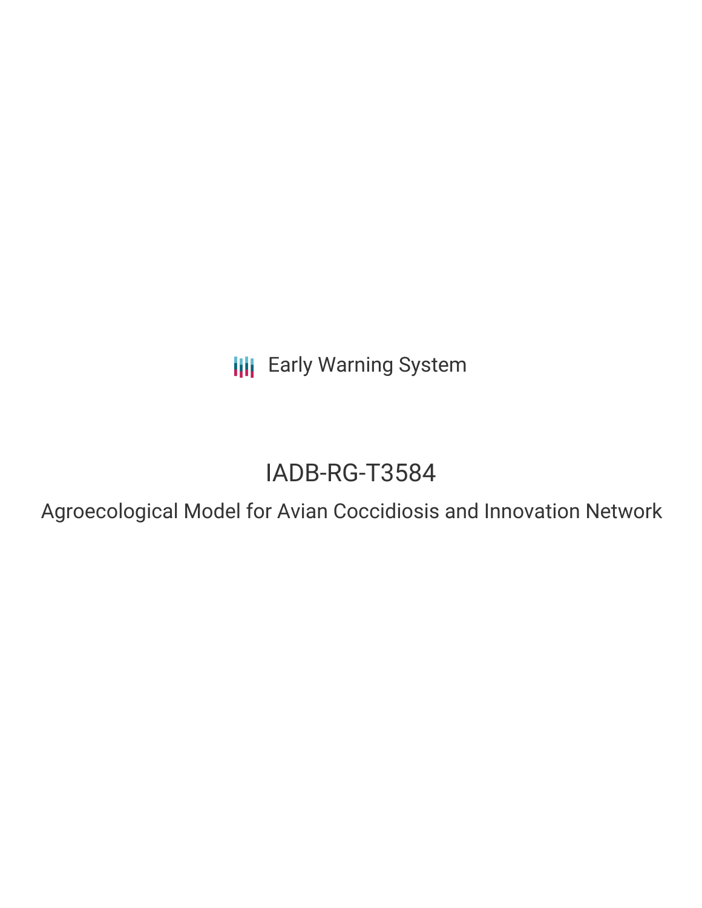Early Warning System

# IADB-RG-T3584

Agroecological Model for Avian Coccidiosis and Innovation Network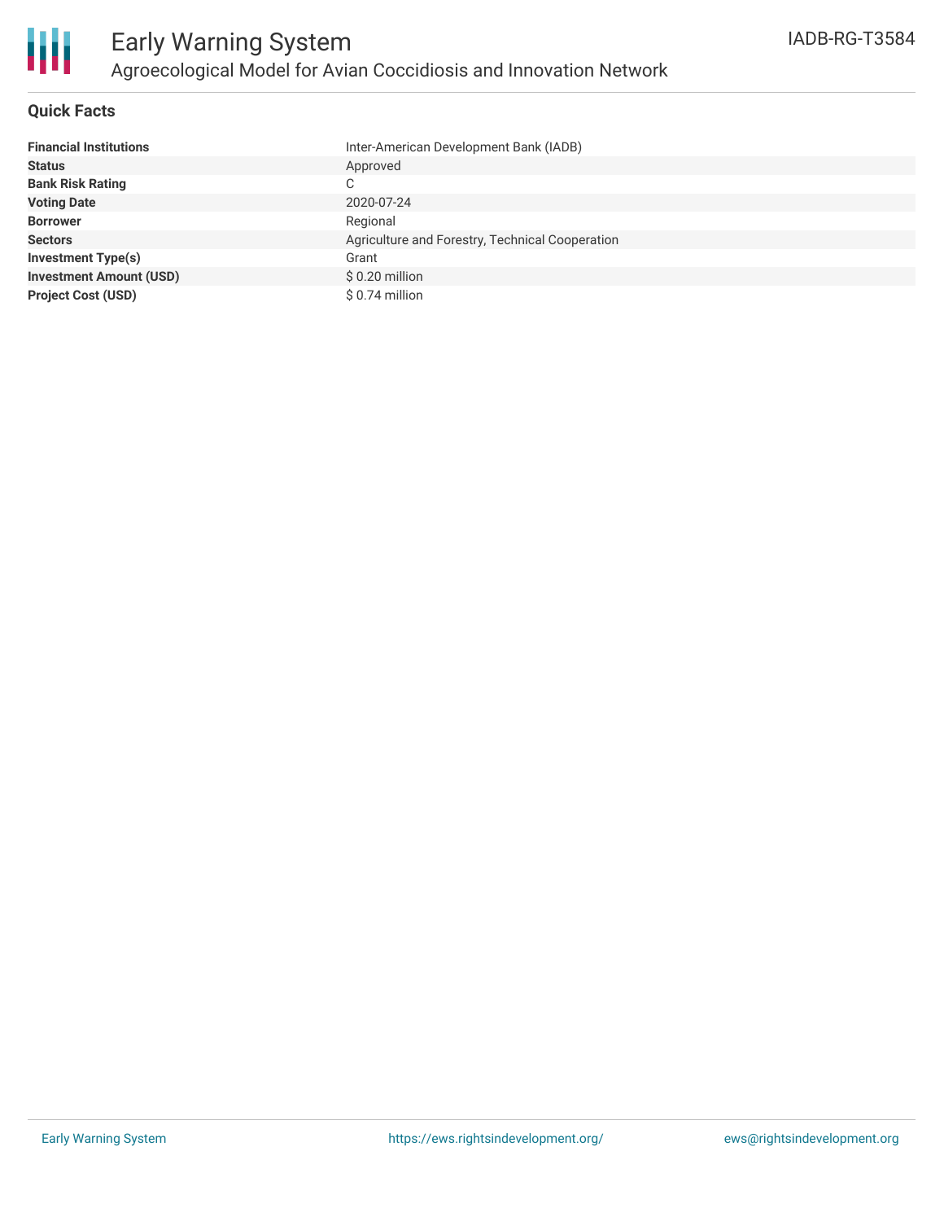# Early Warning System

## Agroecological Model for Avian Coccidiosis and Innovation Network

IADB-RG-T3584

### Quick Facts

| | |
|---|---|
| **Financial Institutions** | Inter-American Development Bank (IADB) |
| **Status** | Approved |
| **Bank Risk Rating** | C |
| **Voting Date** | 2020-07-24 |
| **Borrower** | Regional |
| **Sectors** | Agriculture and Forestry, Technical Cooperation |
| **Investment Type(s)** | Grant |
| **Investment Amount (USD)** | $ 0.20 million |
| **Project Cost (USD)** | $ 0.74 million |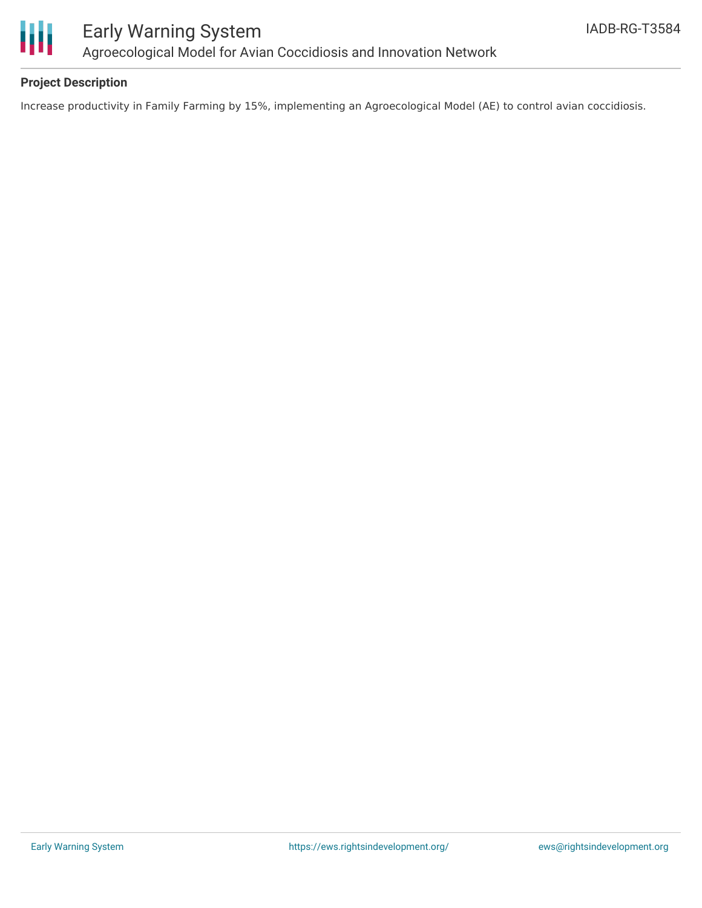## Project Description

Increase productivity in Family Farming by 15%, implementing an Agroecological Model (AE) to control avian coccidiosis.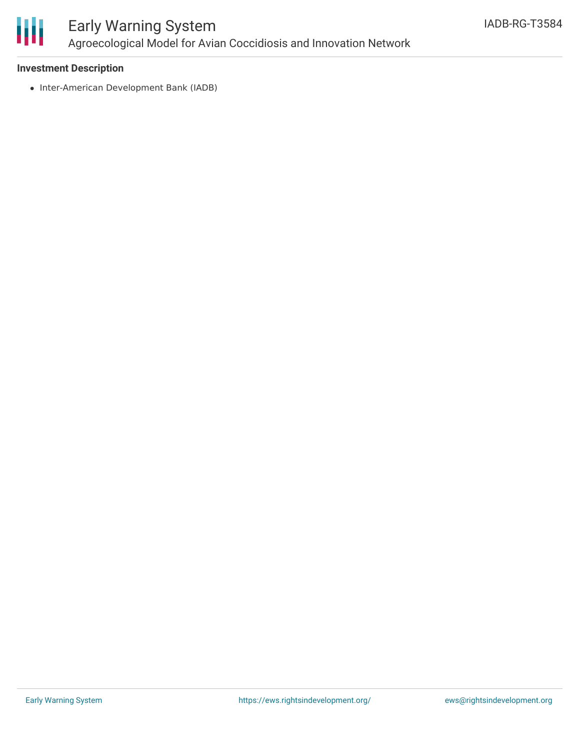**Investment Description**

- Inter-American Development Bank (IADB)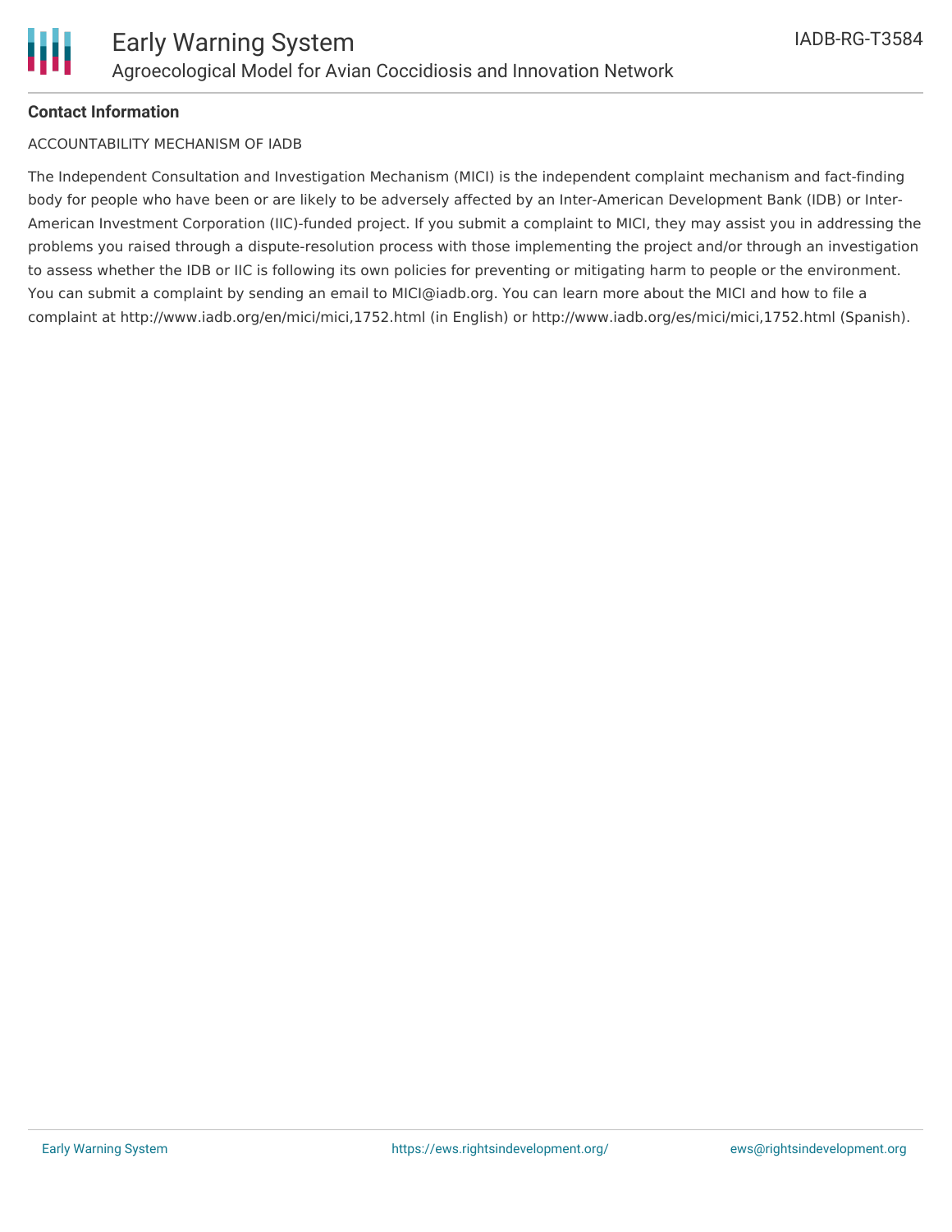**Contact Information**

ACCOUNTABILITY MECHANISM OF IADB

The Independent Consultation and Investigation Mechanism (MICI) is the independent complaint mechanism and fact-finding body for people who have been or are likely to be adversely affected by an Inter-American Development Bank (IDB) or Inter-American Investment Corporation (IIC)-funded project. If you submit a complaint to MICI, they may assist you in addressing the problems you raised through a dispute-resolution process with those implementing the project and/or through an investigation to assess whether the IDB or IIC is following its own policies for preventing or mitigating harm to people or the environment. You can submit a complaint by sending an email to MICI@iadb.org. You can learn more about the MICI and how to file a complaint at http://www.iadb.org/en/mici/mici,1752.html (in English) or http://www.iadb.org/es/mici/mici,1752.html (Spanish).